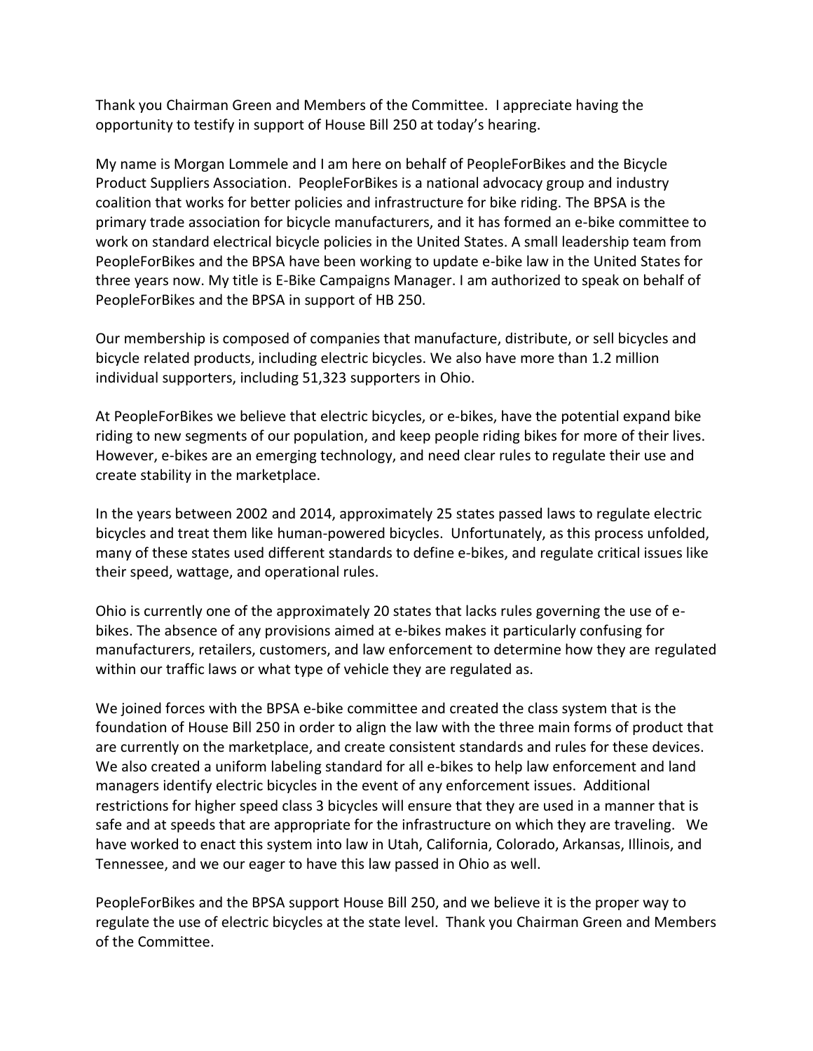Thank you Chairman Green and Members of the Committee. I appreciate having the opportunity to testify in support of House Bill 250 at today's hearing.

My name is Morgan Lommele and I am here on behalf of PeopleForBikes and the Bicycle Product Suppliers Association. PeopleForBikes is a national advocacy group and industry coalition that works for better policies and infrastructure for bike riding. The BPSA is the primary trade association for bicycle manufacturers, and it has formed an e-bike committee to work on standard electrical bicycle policies in the United States. A small leadership team from PeopleForBikes and the BPSA have been working to update e-bike law in the United States for three years now. My title is E-Bike Campaigns Manager. I am authorized to speak on behalf of PeopleForBikes and the BPSA in support of HB 250.

Our membership is composed of companies that manufacture, distribute, or sell bicycles and bicycle related products, including electric bicycles. We also have more than 1.2 million individual supporters, including 51,323 supporters in Ohio.

At PeopleForBikes we believe that electric bicycles, or e-bikes, have the potential expand bike riding to new segments of our population, and keep people riding bikes for more of their lives. However, e-bikes are an emerging technology, and need clear rules to regulate their use and create stability in the marketplace.

In the years between 2002 and 2014, approximately 25 states passed laws to regulate electric bicycles and treat them like human-powered bicycles. Unfortunately, as this process unfolded, many of these states used different standards to define e-bikes, and regulate critical issues like their speed, wattage, and operational rules.

Ohio is currently one of the approximately 20 states that lacks rules governing the use of e-bikes. The absence of any provisions aimed at e-bikes makes it particularly confusing for manufacturers, retailers, customers, and law enforcement to determine how they are regulated within our traffic laws or what type of vehicle they are regulated as.

We joined forces with the BPSA e-bike committee and created the class system that is the foundation of House Bill 250 in order to align the law with the three main forms of product that are currently on the marketplace, and create consistent standards and rules for these devices. We also created a uniform labeling standard for all e-bikes to help law enforcement and land managers identify electric bicycles in the event of any enforcement issues. Additional restrictions for higher speed class 3 bicycles will ensure that they are used in a manner that is safe and at speeds that are appropriate for the infrastructure on which they are traveling. We have worked to enact this system into law in Utah, California, Colorado, Arkansas, Illinois, and Tennessee, and we our eager to have this law passed in Ohio as well.

PeopleForBikes and the BPSA support House Bill 250, and we believe it is the proper way to regulate the use of electric bicycles at the state level. Thank you Chairman Green and Members of the Committee.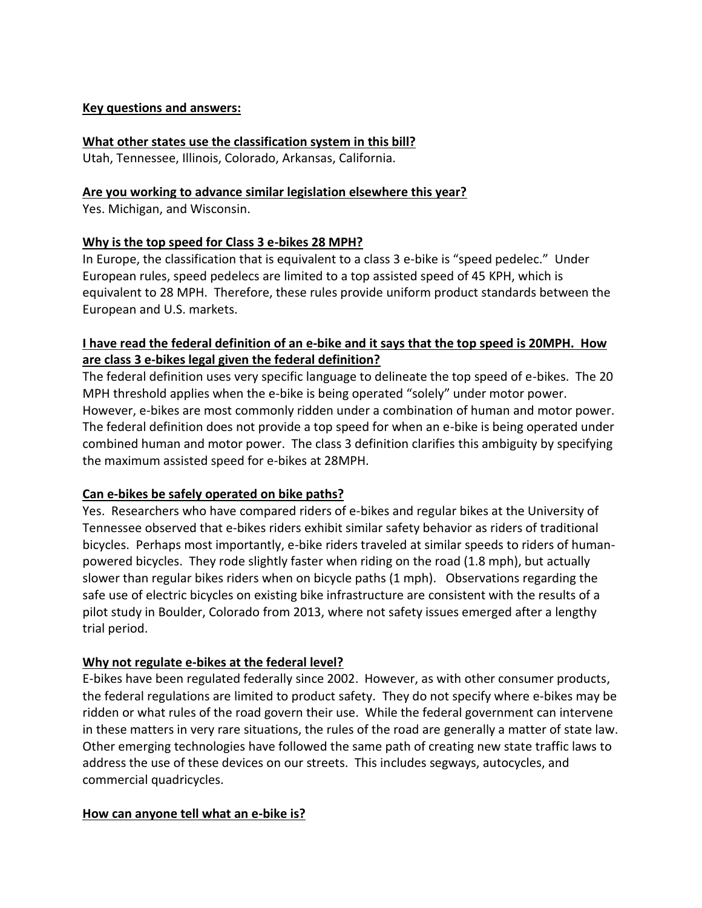**Key questions and answers:**

**What other states use the classification system in this bill?**

Utah, Tennessee, Illinois, Colorado, Arkansas, California.

**Are you working to advance similar legislation elsewhere this year?**

Yes. Michigan, and Wisconsin.

**Why is the top speed for Class 3 e-bikes 28 MPH?**

In Europe, the classification that is equivalent to a class 3 e-bike is "speed pedelec." Under European rules, speed pedelecs are limited to a top assisted speed of 45 KPH, which is equivalent to 28 MPH. Therefore, these rules provide uniform product standards between the European and U.S. markets.

**I have read the federal definition of an e-bike and it says that the top speed is 20MPH. How are class 3 e-bikes legal given the federal definition?**

The federal definition uses very specific language to delineate the top speed of e-bikes. The 20 MPH threshold applies when the e-bike is being operated "solely" under motor power. However, e-bikes are most commonly ridden under a combination of human and motor power. The federal definition does not provide a top speed for when an e-bike is being operated under combined human and motor power. The class 3 definition clarifies this ambiguity by specifying the maximum assisted speed for e-bikes at 28MPH.

**Can e-bikes be safely operated on bike paths?**

Yes. Researchers who have compared riders of e-bikes and regular bikes at the University of Tennessee observed that e-bikes riders exhibit similar safety behavior as riders of traditional bicycles. Perhaps most importantly, e-bike riders traveled at similar speeds to riders of human-powered bicycles. They rode slightly faster when riding on the road (1.8 mph), but actually slower than regular bikes riders when on bicycle paths (1 mph). Observations regarding the safe use of electric bicycles on existing bike infrastructure are consistent with the results of a pilot study in Boulder, Colorado from 2013, where not safety issues emerged after a lengthy trial period.

**Why not regulate e-bikes at the federal level?**

E-bikes have been regulated federally since 2002. However, as with other consumer products, the federal regulations are limited to product safety. They do not specify where e-bikes may be ridden or what rules of the road govern their use. While the federal government can intervene in these matters in very rare situations, the rules of the road are generally a matter of state law. Other emerging technologies have followed the same path of creating new state traffic laws to address the use of these devices on our streets. This includes segways, autocycles, and commercial quadricycles.

**How can anyone tell what an e-bike is?**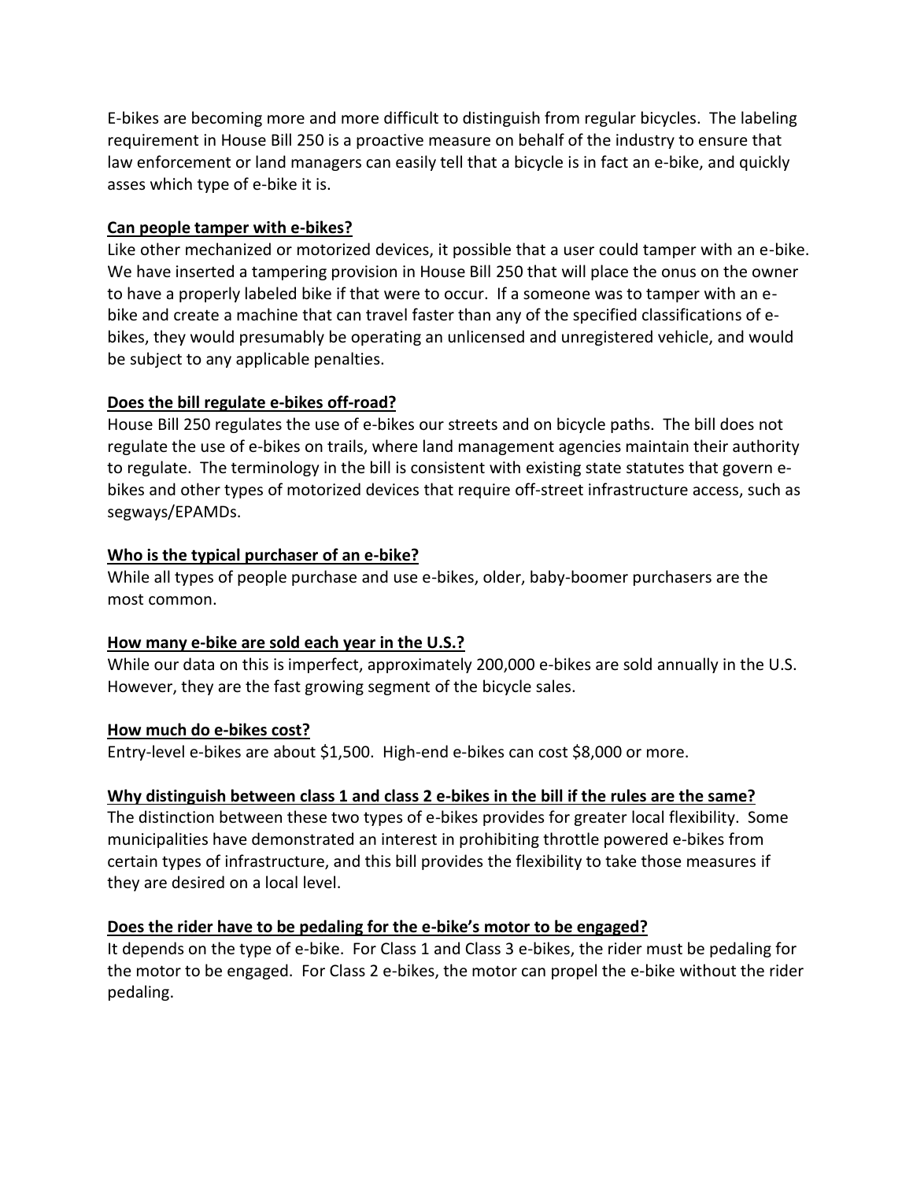E-bikes are becoming more and more difficult to distinguish from regular bicycles. The labeling requirement in House Bill 250 is a proactive measure on behalf of the industry to ensure that law enforcement or land managers can easily tell that a bicycle is in fact an e-bike, and quickly asses which type of e-bike it is.

**Can people tamper with e-bikes?**

Like other mechanized or motorized devices, it possible that a user could tamper with an e-bike. We have inserted a tampering provision in House Bill 250 that will place the onus on the owner to have a properly labeled bike if that were to occur. If a someone was to tamper with an e-bike and create a machine that can travel faster than any of the specified classifications of e-bikes, they would presumably be operating an unlicensed and unregistered vehicle, and would be subject to any applicable penalties.

**Does the bill regulate e-bikes off-road?**

House Bill 250 regulates the use of e-bikes our streets and on bicycle paths. The bill does not regulate the use of e-bikes on trails, where land management agencies maintain their authority to regulate. The terminology in the bill is consistent with existing state statutes that govern e-bikes and other types of motorized devices that require off-street infrastructure access, such as segways/EPAMDs.

**Who is the typical purchaser of an e-bike?**

While all types of people purchase and use e-bikes, older, baby-boomer purchasers are the most common.

**How many e-bike are sold each year in the U.S.?**

While our data on this is imperfect, approximately 200,000 e-bikes are sold annually in the U.S. However, they are the fast growing segment of the bicycle sales.

**How much do e-bikes cost?**

Entry-level e-bikes are about $1,500. High-end e-bikes can cost $8,000 or more.

**Why distinguish between class 1 and class 2 e-bikes in the bill if the rules are the same?**

The distinction between these two types of e-bikes provides for greater local flexibility. Some municipalities have demonstrated an interest in prohibiting throttle powered e-bikes from certain types of infrastructure, and this bill provides the flexibility to take those measures if they are desired on a local level.

**Does the rider have to be pedaling for the e-bike's motor to be engaged?**

It depends on the type of e-bike. For Class 1 and Class 3 e-bikes, the rider must be pedaling for the motor to be engaged. For Class 2 e-bikes, the motor can propel the e-bike without the rider pedaling.